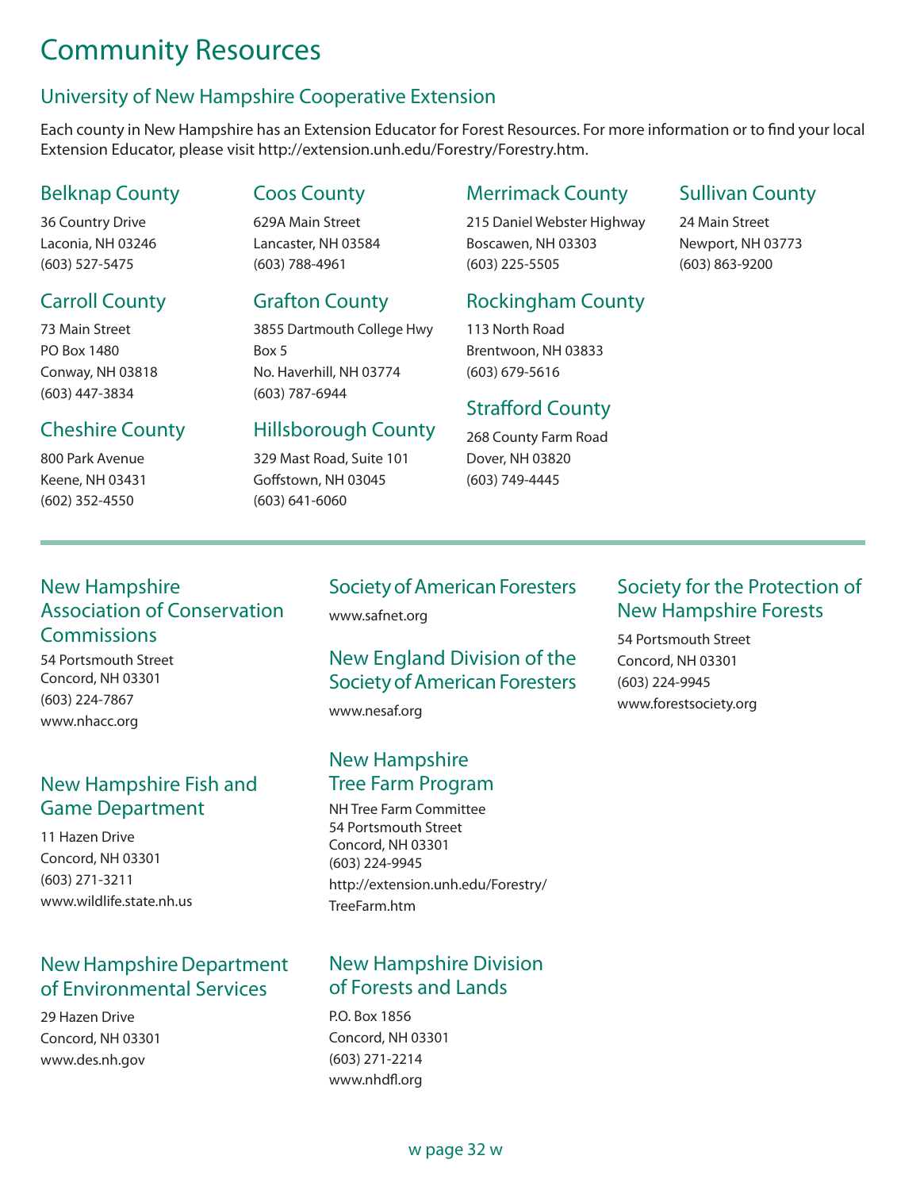# Community Resources

## University of New Hampshire Cooperative Extension

Each county in New Hampshire has an Extension Educator for Forest Resources. For more information or to find your local Extension Educator, please visit http://extension.unh.edu/Forestry/Forestry.htm.

### Belknap County

36 Country Drive
Laconia, NH 03246
(603) 527-5475

### Carroll County

73 Main Street
PO Box 1480
Conway, NH 03818
(603) 447-3834

### Cheshire County

800 Park Avenue
Keene, NH 03431
(602) 352-4550

### Coos County

629A Main Street
Lancaster, NH 03584
(603) 788-4961

### Grafton County

3855 Dartmouth College Hwy
Box 5
No. Haverhill, NH 03774
(603) 787-6944

### Hillsborough County

329 Mast Road, Suite 101
Goffstown, NH 03045
(603) 641-6060

### Merrimack County

215 Daniel Webster Highway
Boscawen, NH 03303
(603) 225-5505

### Rockingham County

113 North Road
Brentwoon, NH 03833
(603) 679-5616

### Strafford County

268 County Farm Road
Dover, NH 03820
(603) 749-4445

### Sullivan County

24 Main Street
Newport, NH 03773
(603) 863-9200

---

## New Hampshire Association of Conservation Commissions

54 Portsmouth Street
Concord, NH 03301
(603) 224-7867
www.nhacc.org

## New Hampshire Fish and Game Department

11 Hazen Drive
Concord, NH 03301
(603) 271-3211
www.wildlife.state.nh.us

## New Hampshire Department of Environmental Services

29 Hazen Drive
Concord, NH 03301
www.des.nh.gov

## Society of American Foresters

www.safnet.org

## New England Division of the Society of American Foresters

www.nesaf.org

## New Hampshire Tree Farm Program

NH Tree Farm Committee
54 Portsmouth Street
Concord, NH 03301
(603) 224-9945
http://extension.unh.edu/Forestry/TreeFarm.htm

## New Hampshire Division of Forests and Lands

P.O. Box 1856
Concord, NH 03301
(603) 271-2214
www.nhdfl.org

## Society for the Protection of New Hampshire Forests

54 Portsmouth Street
Concord, NH 03301
(603) 224-9945
www.forestsociety.org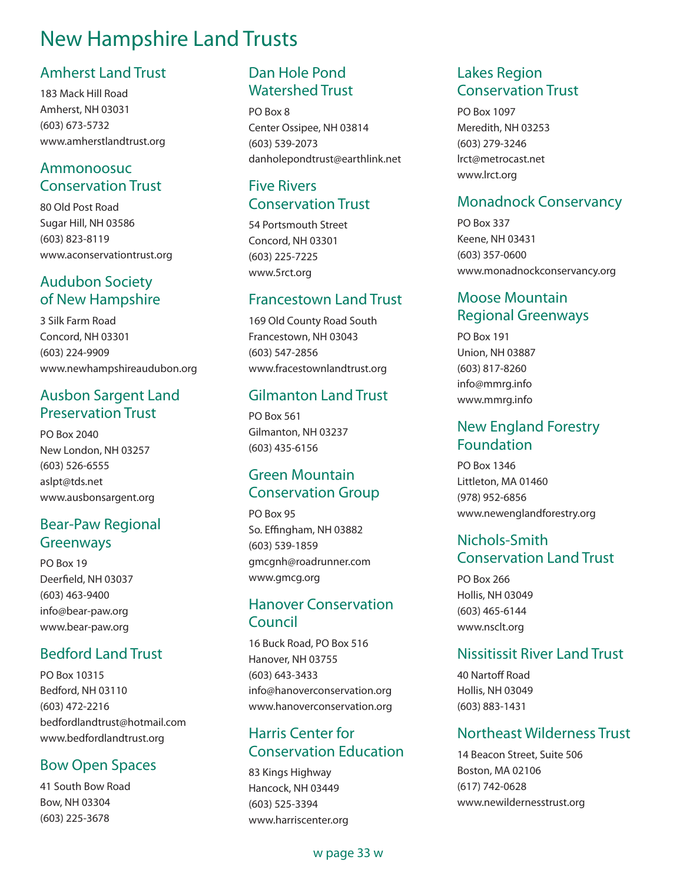# New Hampshire Land Trusts

## Amherst Land Trust

183 Mack Hill Road
Amherst, NH 03031
(603) 673-5732
www.amherstlandtrust.org

## Ammonoosuc Conservation Trust

80 Old Post Road
Sugar Hill, NH 03586
(603) 823-8119
www.aconservationtrust.org

## Audubon Society of New Hampshire

3 Silk Farm Road
Concord, NH 03301
(603) 224-9909
www.newhampshireaudubon.org

## Ausbon Sargent Land Preservation Trust

PO Box 2040
New London, NH 03257
(603) 526-6555
aslpt@tds.net
www.ausbonsargent.org

## Bear-Paw Regional Greenways

PO Box 19
Deerfield, NH 03037
(603) 463-9400
info@bear-paw.org
www.bear-paw.org

## Bedford Land Trust

PO Box 10315
Bedford, NH 03110
(603) 472-2216
bedfordlandtrust@hotmail.com
www.bedfordlandtrust.org

## Bow Open Spaces

41 South Bow Road
Bow, NH 03304
(603) 225-3678

## Dan Hole Pond Watershed Trust

PO Box 8
Center Ossipee, NH 03814
(603) 539-2073
danholepondtrust@earthlink.net

## Five Rivers Conservation Trust

54 Portsmouth Street
Concord, NH 03301
(603) 225-7225
www.5rct.org

## Francestown Land Trust

169 Old County Road South
Francestown, NH 03043
(603) 547-2856
www.fracestownlandtrust.org

## Gilmanton Land Trust

PO Box 561
Gilmanton, NH 03237
(603) 435-6156

## Green Mountain Conservation Group

PO Box 95
So. Effingham, NH 03882
(603) 539-1859
gmcgnh@roadrunner.com
www.gmcg.org

## Hanover Conservation Council

16 Buck Road, PO Box 516
Hanover, NH 03755
(603) 643-3433
info@hanoverconservation.org
www.hanoverconservation.org

## Harris Center for Conservation Education

83 Kings Highway
Hancock, NH 03449
(603) 525-3394
www.harriscenter.org

## Lakes Region Conservation Trust

PO Box 1097
Meredith, NH 03253
(603) 279-3246
lrct@metrocast.net
www.lrct.org

## Monadnock Conservancy

PO Box 337
Keene, NH 03431
(603) 357-0600
www.monadnockconservancy.org

## Moose Mountain Regional Greenways

PO Box 191
Union, NH 03887
(603) 817-8260
info@mmrg.info
www.mmrg.info

## New England Forestry Foundation

PO Box 1346
Littleton, MA 01460
(978) 952-6856
www.newenglandforestry.org

## Nichols-Smith Conservation Land Trust

PO Box 266
Hollis, NH 03049
(603) 465-6144
www.nsclt.org

## Nissitissit River Land Trust

40 Nartoff Road
Hollis, NH 03049
(603) 883-1431

## Northeast Wilderness Trust

14 Beacon Street, Suite 506
Boston, MA 02106
(617) 742-0628
www.newildernesstrust.org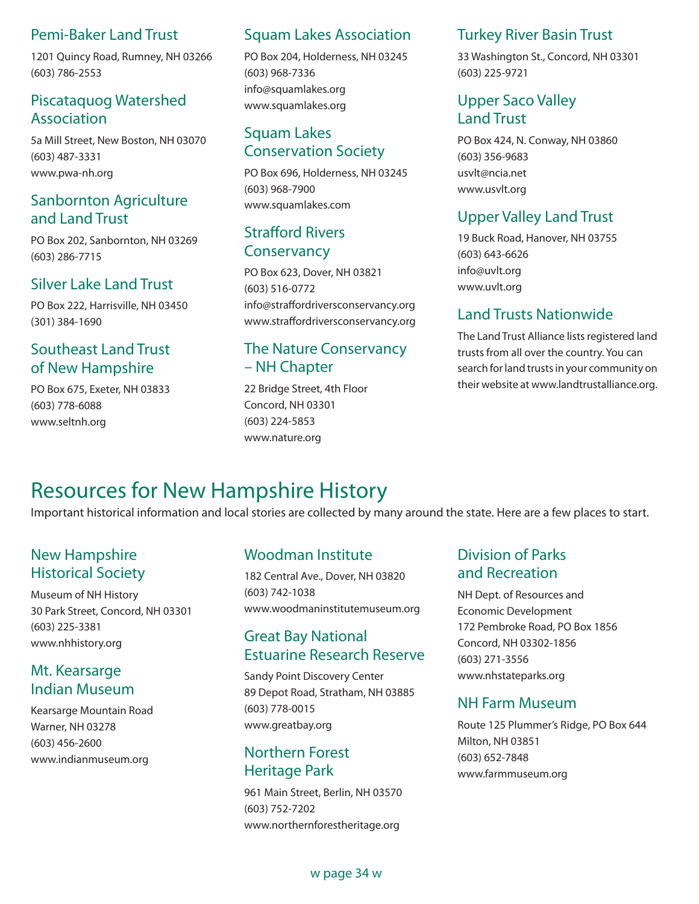### Pemi-Baker Land Trust

1201 Quincy Road, Rumney, NH 03266
(603) 786-2553

### Piscataquog Watershed Association

5a Mill Street, New Boston, NH 03070
(603) 487-3331
www.pwa-nh.org

### Sanbornton Agriculture and Land Trust

PO Box 202, Sanbornton, NH 03269
(603) 286-7715

### Silver Lake Land Trust

PO Box 222, Harrisville, NH 03450
(301) 384-1690

### Southeast Land Trust of New Hampshire

PO Box 675, Exeter, NH 03833
(603) 778-6088
www.seltnh.org

### Squam Lakes Association

PO Box 204, Holderness, NH 03245
(603) 968-7336
info@squamlakes.org
www.squamlakes.org

### Squam Lakes Conservation Society

PO Box 696, Holderness, NH 03245
(603) 968-7900
www.squamlakes.com

### Strafford Rivers Conservancy

PO Box 623, Dover, NH 03821
(603) 516-0772
info@straffordriversconservancy.org
www.straffordriversconservancy.org

### The Nature Conservancy – NH Chapter

22 Bridge Street, 4th Floor
Concord, NH 03301
(603) 224-5853
www.nature.org

### Turkey River Basin Trust

33 Washington St., Concord, NH 03301
(603) 225-9721

### Upper Saco Valley Land Trust

PO Box 424, N. Conway, NH 03860
(603) 356-9683
usvlt@ncia.net
www.usvlt.org

### Upper Valley Land Trust

19 Buck Road, Hanover, NH 03755
(603) 643-6626
info@uvlt.org
www.uvlt.org

### Land Trusts Nationwide

The Land Trust Alliance lists registered land trusts from all over the country. You can search for land trusts in your community on their website at www.landtrustalliance.org.

## Resources for New Hampshire History

Important historical information and local stories are collected by many around the state. Here are a few places to start.

### New Hampshire Historical Society

Museum of NH History
30 Park Street, Concord, NH 03301
(603) 225-3381
www.nhhistory.org

### Mt. Kearsarge Indian Museum

Kearsarge Mountain Road
Warner, NH 03278
(603) 456-2600
www.indianmuseum.org

### Woodman Institute

182 Central Ave., Dover, NH 03820
(603) 742-1038
www.woodmaninstitutemuseum.org

### Great Bay National Estuarine Research Reserve

Sandy Point Discovery Center
89 Depot Road, Stratham, NH 03885
(603) 778-0015
www.greatbay.org

### Northern Forest Heritage Park

961 Main Street, Berlin, NH 03570
(603) 752-7202
www.northernforestheritage.org

### Division of Parks and Recreation

NH Dept. of Resources and Economic Development
172 Pembroke Road, PO Box 1856
Concord, NH 03302-1856
(603) 271-3556
www.nhstateparks.org

### NH Farm Museum

Route 125 Plummer's Ridge, PO Box 644
Milton, NH 03851
(603) 652-7848
www.farmmuseum.org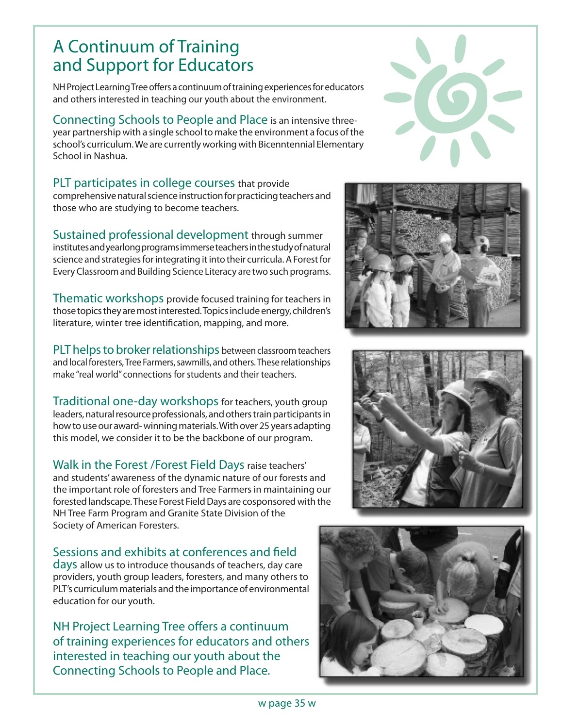# A Continuum of Training and Support for Educators

NH Project Learning Tree offers a continuum of training experiences for educators and others interested in teaching our youth about the environment.

**Connecting Schools to People and Place** is an intensive three-year partnership with a single school to make the environment a focus of the school's curriculum. We are currently working with Bicenntennial Elementary School in Nashua.

**PLT participates in college courses** that provide comprehensive natural science instruction for practicing teachers and those who are studying to become teachers.

**Sustained professional development** through summer institutes and yearlong programs immerse teachers in the study of natural science and strategies for integrating it into their curricula. A Forest for Every Classroom and Building Science Literacy are two such programs.

**Thematic workshops** provide focused training for teachers in those topics they are most interested. Topics include energy, children's literature, winter tree identification, mapping, and more.

**PLT helps to broker relationships** between classroom teachers and local foresters, Tree Farmers, sawmills, and others. These relationships make "real world" connections for students and their teachers.

**Traditional one-day workshops** for teachers, youth group leaders, natural resource professionals, and others train participants in how to use our award-winning materials. With over 25 years adapting this model, we consider it to be the backbone of our program.

**Walk in the Forest /Forest Field Days** raise teachers' and students' awareness of the dynamic nature of our forests and the important role of foresters and Tree Farmers in maintaining our forested landscape. These Forest Field Days are cosponsored with the NH Tree Farm Program and Granite State Division of the Society of American Foresters.

**Sessions and exhibits at conferences and field days** allow us to introduce thousands of teachers, day care providers, youth group leaders, foresters, and many others to PLT's curriculum materials and the importance of environmental education for our youth.

NH Project Learning Tree offers a continuum of training experiences for educators and others interested in teaching our youth about the Connecting Schools to People and Place.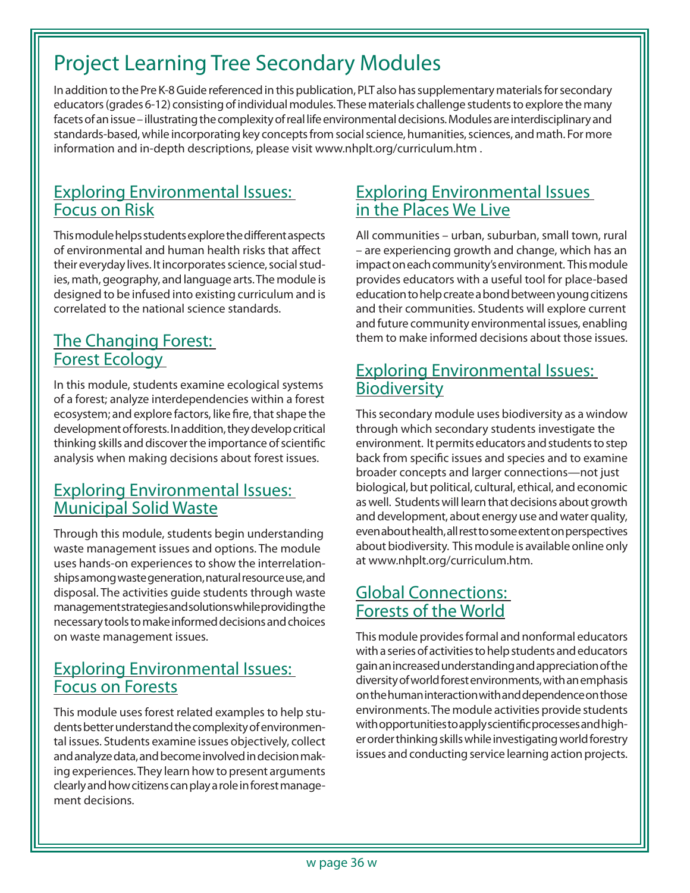# Project Learning Tree Secondary Modules

In addition to the Pre K-8 Guide referenced in this publication, PLT also has supplementary materials for secondary educators (grades 6-12) consisting of individual modules. These materials challenge students to explore the many facets of an issue – illustrating the complexity of real life environmental decisions. Modules are interdisciplinary and standards-based, while incorporating key concepts from social science, humanities, sciences, and math. For more information and in-depth descriptions, please visit www.nhplt.org/curriculum.htm .

## Exploring Environmental Issues: Focus on Risk

This module helps students explore the different aspects of environmental and human health risks that affect their everyday lives. It incorporates science, social studies, math, geography, and language arts. The module is designed to be infused into existing curriculum and is correlated to the national science standards.

## The Changing Forest: Forest Ecology

In this module, students examine ecological systems of a forest; analyze interdependencies within a forest ecosystem; and explore factors, like fire, that shape the development of forests. In addition, they develop critical thinking skills and discover the importance of scientific analysis when making decisions about forest issues.

## Exploring Environmental Issues: Municipal Solid Waste

Through this module, students begin understanding waste management issues and options. The module uses hands-on experiences to show the interrelationships among waste generation, natural resource use, and disposal. The activities guide students through waste management strategies and solutions while providing the necessary tools to make informed decisions and choices on waste management issues.

## Exploring Environmental Issues: Focus on Forests

This module uses forest related examples to help students better understand the complexity of environmental issues. Students examine issues objectively, collect and analyze data, and become involved in decision making experiences. They learn how to present arguments clearly and how citizens can play a role in forest management decisions.

## Exploring Environmental Issues in the Places We Live

All communities – urban, suburban, small town, rural – are experiencing growth and change, which has an impact on each community's environment. This module provides educators with a useful tool for place-based education to help create a bond between young citizens and their communities. Students will explore current and future community environmental issues, enabling them to make informed decisions about those issues.

## Exploring Environmental Issues: Biodiversity

This secondary module uses biodiversity as a window through which secondary students investigate the environment. It permits educators and students to step back from specific issues and species and to examine broader concepts and larger connections—not just biological, but political, cultural, ethical, and economic as well. Students will learn that decisions about growth and development, about energy use and water quality, even about health, all rest to some extent on perspectives about biodiversity. This module is available online only at www.nhplt.org/curriculum.htm.

## Global Connections: Forests of the World

This module provides formal and nonformal educators with a series of activities to help students and educators gain an increased understanding and appreciation of the diversity of world forest environments, with an emphasis on the human interaction with and dependence on those environments. The module activities provide students with opportunities to apply scientific processes and higher order thinking skills while investigating world forestry issues and conducting service learning action projects.